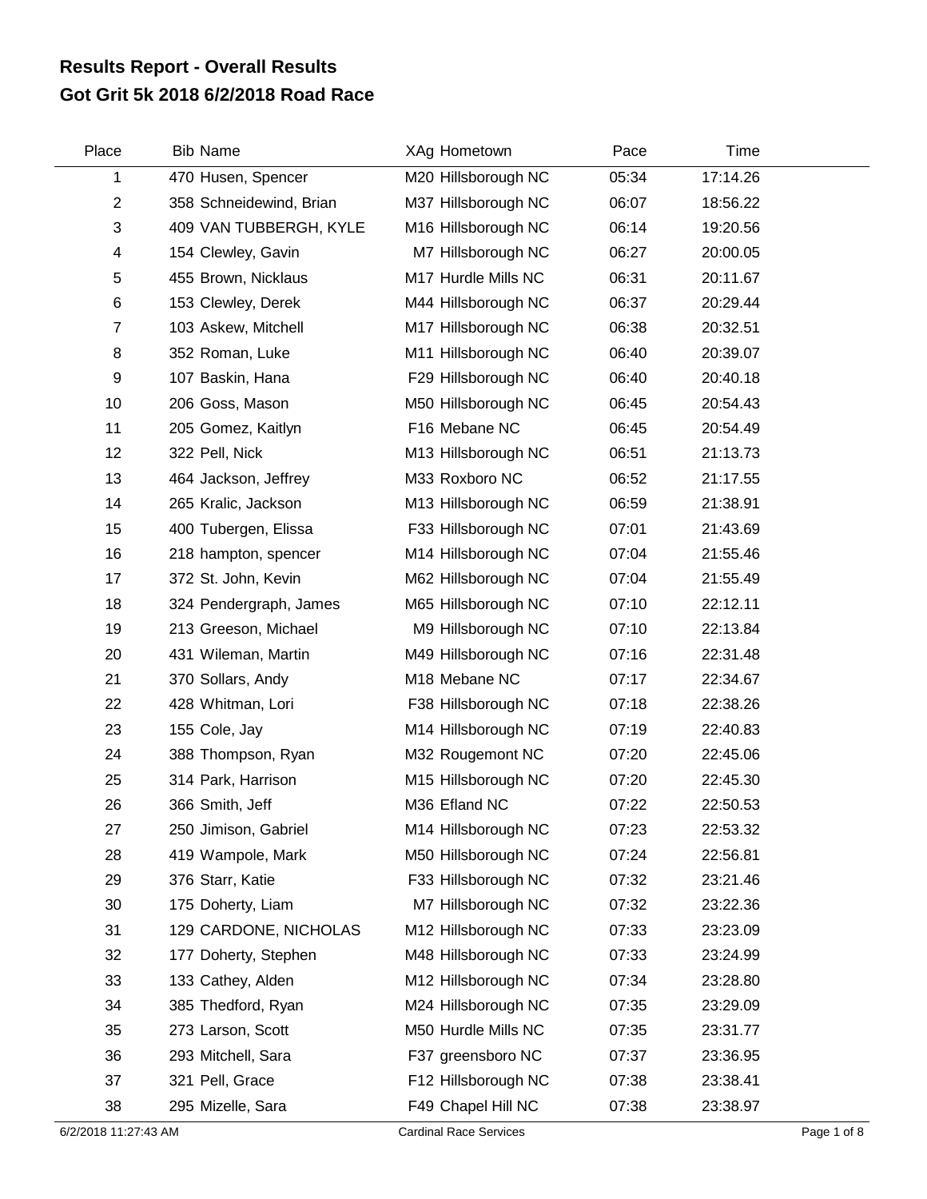# Results Report - Overall Results
## Got Grit 5k 2018 6/2/2018 Road Race

| Place | Bib | Name | XAg | Hometown | Pace | Time |
|---|---|---|---|---|---|---|
| 1 | 470 | Husen, Spencer | M20 | Hillsborough NC | 05:34 | 17:14.26 |
| 2 | 358 | Schneidewind, Brian | M37 | Hillsborough NC | 06:07 | 18:56.22 |
| 3 | 409 | VAN TUBBERGH, KYLE | M16 | Hillsborough NC | 06:14 | 19:20.56 |
| 4 | 154 | Clewley, Gavin | M7 | Hillsborough NC | 06:27 | 20:00.05 |
| 5 | 455 | Brown, Nicklaus | M17 | Hurdle Mills NC | 06:31 | 20:11.67 |
| 6 | 153 | Clewley, Derek | M44 | Hillsborough NC | 06:37 | 20:29.44 |
| 7 | 103 | Askew, Mitchell | M17 | Hillsborough NC | 06:38 | 20:32.51 |
| 8 | 352 | Roman, Luke | M11 | Hillsborough NC | 06:40 | 20:39.07 |
| 9 | 107 | Baskin, Hana | F29 | Hillsborough NC | 06:40 | 20:40.18 |
| 10 | 206 | Goss, Mason | M50 | Hillsborough NC | 06:45 | 20:54.43 |
| 11 | 205 | Gomez, Kaitlyn | F16 | Mebane NC | 06:45 | 20:54.49 |
| 12 | 322 | Pell, Nick | M13 | Hillsborough NC | 06:51 | 21:13.73 |
| 13 | 464 | Jackson, Jeffrey | M33 | Roxboro NC | 06:52 | 21:17.55 |
| 14 | 265 | Kralic, Jackson | M13 | Hillsborough NC | 06:59 | 21:38.91 |
| 15 | 400 | Tubergen, Elissa | F33 | Hillsborough NC | 07:01 | 21:43.69 |
| 16 | 218 | hampton, spencer | M14 | Hillsborough NC | 07:04 | 21:55.46 |
| 17 | 372 | St. John, Kevin | M62 | Hillsborough NC | 07:04 | 21:55.49 |
| 18 | 324 | Pendergraph, James | M65 | Hillsborough NC | 07:10 | 22:12.11 |
| 19 | 213 | Greeson, Michael | M9 | Hillsborough NC | 07:10 | 22:13.84 |
| 20 | 431 | Wileman, Martin | M49 | Hillsborough NC | 07:16 | 22:31.48 |
| 21 | 370 | Sollars, Andy | M18 | Mebane NC | 07:17 | 22:34.67 |
| 22 | 428 | Whitman, Lori | F38 | Hillsborough NC | 07:18 | 22:38.26 |
| 23 | 155 | Cole, Jay | M14 | Hillsborough NC | 07:19 | 22:40.83 |
| 24 | 388 | Thompson, Ryan | M32 | Rougemont NC | 07:20 | 22:45.06 |
| 25 | 314 | Park, Harrison | M15 | Hillsborough NC | 07:20 | 22:45.30 |
| 26 | 366 | Smith, Jeff | M36 | Efland NC | 07:22 | 22:50.53 |
| 27 | 250 | Jimison, Gabriel | M14 | Hillsborough NC | 07:23 | 22:53.32 |
| 28 | 419 | Wampole, Mark | M50 | Hillsborough NC | 07:24 | 22:56.81 |
| 29 | 376 | Starr, Katie | F33 | Hillsborough NC | 07:32 | 23:21.46 |
| 30 | 175 | Doherty, Liam | M7 | Hillsborough NC | 07:32 | 23:22.36 |
| 31 | 129 | CARDONE, NICHOLAS | M12 | Hillsborough NC | 07:33 | 23:23.09 |
| 32 | 177 | Doherty, Stephen | M48 | Hillsborough NC | 07:33 | 23:24.99 |
| 33 | 133 | Cathey, Alden | M12 | Hillsborough NC | 07:34 | 23:28.80 |
| 34 | 385 | Thedford, Ryan | M24 | Hillsborough NC | 07:35 | 23:29.09 |
| 35 | 273 | Larson, Scott | M50 | Hurdle Mills NC | 07:35 | 23:31.77 |
| 36 | 293 | Mitchell, Sara | F37 | greensboro NC | 07:37 | 23:36.95 |
| 37 | 321 | Pell, Grace | F12 | Hillsborough NC | 07:38 | 23:38.41 |
| 38 | 295 | Mizelle, Sara | F49 | Chapel Hill NC | 07:38 | 23:38.97 |

6/2/2018 11:27:43 AM Cardinal Race Services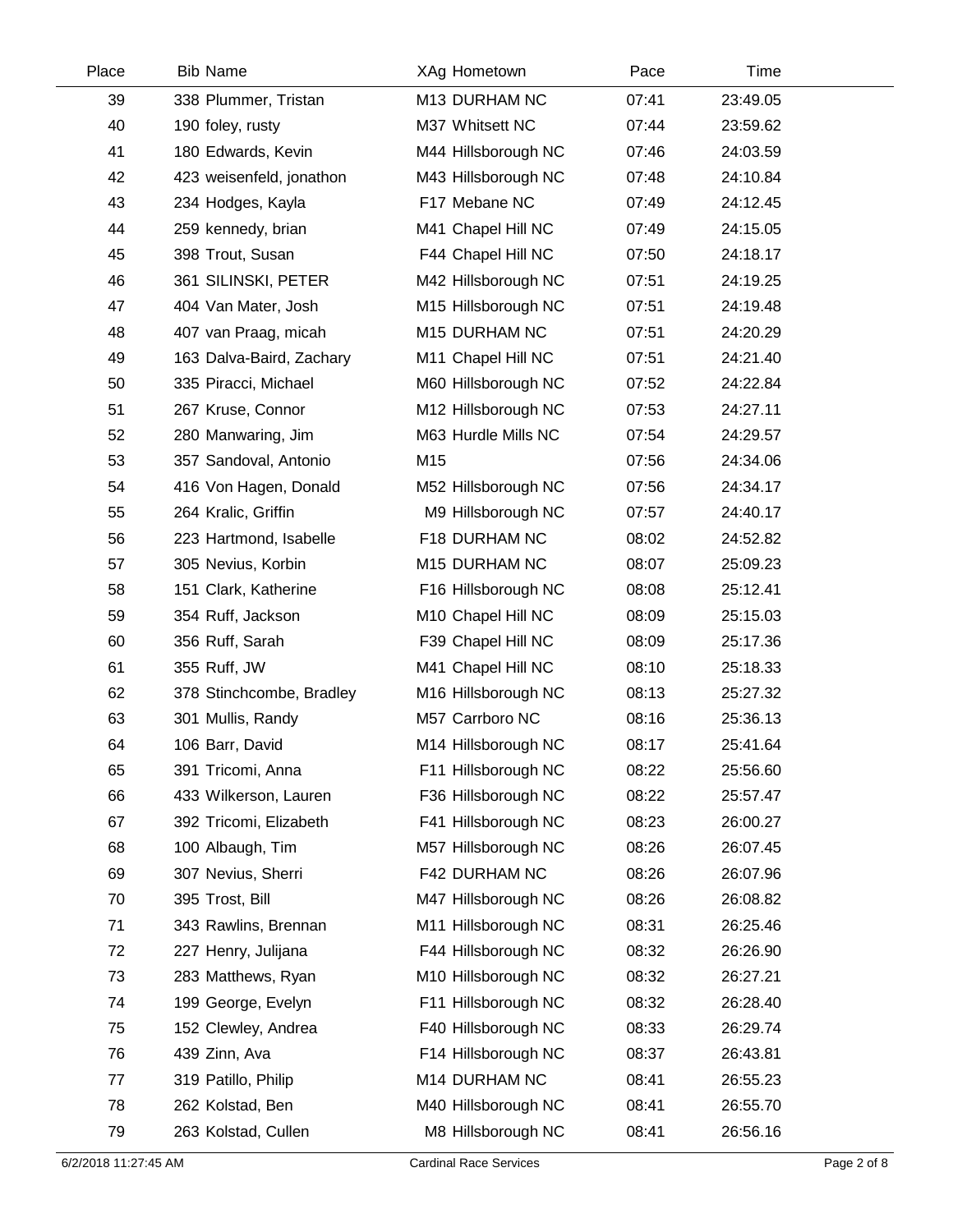| Place | Bib | Name | XAg | Hometown | Pace | Time |
|---|---|---|---|---|---|---|
| 39 | 338 | Plummer, Tristan | M13 | DURHAM NC | 07:41 | 23:49.05 |
| 40 | 190 | foley, rusty | M37 | Whitsett NC | 07:44 | 23:59.62 |
| 41 | 180 | Edwards, Kevin | M44 | Hillsborough NC | 07:46 | 24:03.59 |
| 42 | 423 | weisenfeld, jonathon | M43 | Hillsborough NC | 07:48 | 24:10.84 |
| 43 | 234 | Hodges, Kayla | F17 | Mebane NC | 07:49 | 24:12.45 |
| 44 | 259 | kennedy, brian | M41 | Chapel Hill NC | 07:49 | 24:15.05 |
| 45 | 398 | Trout, Susan | F44 | Chapel Hill NC | 07:50 | 24:18.17 |
| 46 | 361 | SILINSKI, PETER | M42 | Hillsborough NC | 07:51 | 24:19.25 |
| 47 | 404 | Van Mater, Josh | M15 | Hillsborough NC | 07:51 | 24:19.48 |
| 48 | 407 | van Praag, micah | M15 | DURHAM NC | 07:51 | 24:20.29 |
| 49 | 163 | Dalva-Baird, Zachary | M11 | Chapel Hill NC | 07:51 | 24:21.40 |
| 50 | 335 | Piracci, Michael | M60 | Hillsborough NC | 07:52 | 24:22.84 |
| 51 | 267 | Kruse, Connor | M12 | Hillsborough NC | 07:53 | 24:27.11 |
| 52 | 280 | Manwaring, Jim | M63 | Hurdle Mills NC | 07:54 | 24:29.57 |
| 53 | 357 | Sandoval, Antonio | M15 | | 07:56 | 24:34.06 |
| 54 | 416 | Von Hagen, Donald | M52 | Hillsborough NC | 07:56 | 24:34.17 |
| 55 | 264 | Kralic, Griffin | M9 | Hillsborough NC | 07:57 | 24:40.17 |
| 56 | 223 | Hartmond, Isabelle | F18 | DURHAM NC | 08:02 | 24:52.82 |
| 57 | 305 | Nevius, Korbin | M15 | DURHAM NC | 08:07 | 25:09.23 |
| 58 | 151 | Clark, Katherine | F16 | Hillsborough NC | 08:08 | 25:12.41 |
| 59 | 354 | Ruff, Jackson | M10 | Chapel Hill NC | 08:09 | 25:15.03 |
| 60 | 356 | Ruff, Sarah | F39 | Chapel Hill NC | 08:09 | 25:17.36 |
| 61 | 355 | Ruff, JW | M41 | Chapel Hill NC | 08:10 | 25:18.33 |
| 62 | 378 | Stinchcombe, Bradley | M16 | Hillsborough NC | 08:13 | 25:27.32 |
| 63 | 301 | Mullis, Randy | M57 | Carrboro NC | 08:16 | 25:36.13 |
| 64 | 106 | Barr, David | M14 | Hillsborough NC | 08:17 | 25:41.64 |
| 65 | 391 | Tricomi, Anna | F11 | Hillsborough NC | 08:22 | 25:56.60 |
| 66 | 433 | Wilkerson, Lauren | F36 | Hillsborough NC | 08:22 | 25:57.47 |
| 67 | 392 | Tricomi, Elizabeth | F41 | Hillsborough NC | 08:23 | 26:00.27 |
| 68 | 100 | Albaugh, Tim | M57 | Hillsborough NC | 08:26 | 26:07.45 |
| 69 | 307 | Nevius, Sherri | F42 | DURHAM NC | 08:26 | 26:07.96 |
| 70 | 395 | Trost, Bill | M47 | Hillsborough NC | 08:26 | 26:08.82 |
| 71 | 343 | Rawlins, Brennan | M11 | Hillsborough NC | 08:31 | 26:25.46 |
| 72 | 227 | Henry, Julijana | F44 | Hillsborough NC | 08:32 | 26:26.90 |
| 73 | 283 | Matthews, Ryan | M10 | Hillsborough NC | 08:32 | 26:27.21 |
| 74 | 199 | George, Evelyn | F11 | Hillsborough NC | 08:32 | 26:28.40 |
| 75 | 152 | Clewley, Andrea | F40 | Hillsborough NC | 08:33 | 26:29.74 |
| 76 | 439 | Zinn, Ava | F14 | Hillsborough NC | 08:37 | 26:43.81 |
| 77 | 319 | Patillo, Philip | M14 | DURHAM NC | 08:41 | 26:55.23 |
| 78 | 262 | Kolstad, Ben | M40 | Hillsborough NC | 08:41 | 26:55.70 |
| 79 | 263 | Kolstad, Cullen | M8 | Hillsborough NC | 08:41 | 26:56.16 |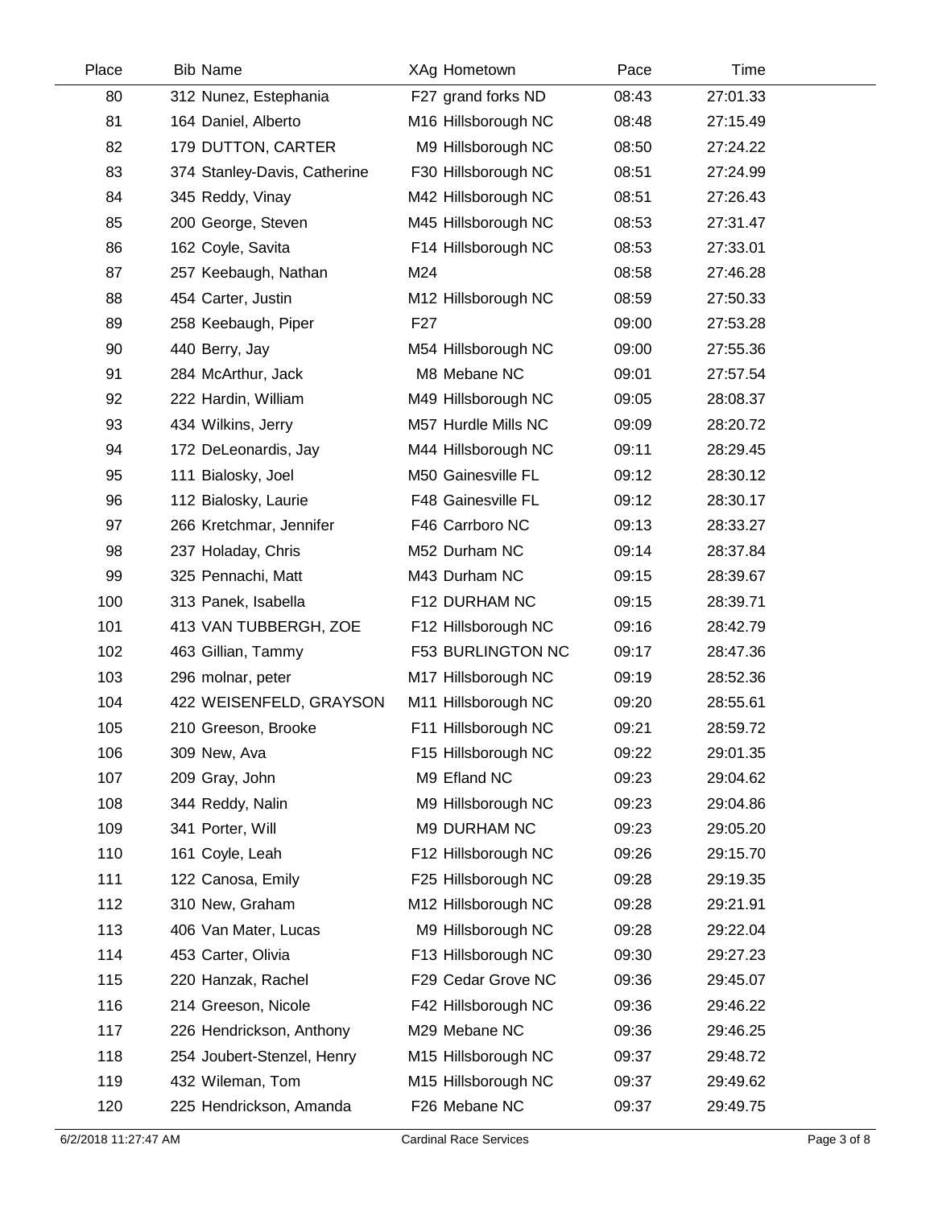| Place | Bib | Name | XAg | Hometown | Pace | Time |
|---|---|---|---|---|---|---|
| 80 | 312 | Nunez, Estephania | F27 | grand forks ND | 08:43 | 27:01.33 |
| 81 | 164 | Daniel, Alberto | M16 | Hillsborough NC | 08:48 | 27:15.49 |
| 82 | 179 | DUTTON, CARTER | M9 | Hillsborough NC | 08:50 | 27:24.22 |
| 83 | 374 | Stanley-Davis, Catherine | F30 | Hillsborough NC | 08:51 | 27:24.99 |
| 84 | 345 | Reddy, Vinay | M42 | Hillsborough NC | 08:51 | 27:26.43 |
| 85 | 200 | George, Steven | M45 | Hillsborough NC | 08:53 | 27:31.47 |
| 86 | 162 | Coyle, Savita | F14 | Hillsborough NC | 08:53 | 27:33.01 |
| 87 | 257 | Keebaugh, Nathan | M24 | | 08:58 | 27:46.28 |
| 88 | 454 | Carter, Justin | M12 | Hillsborough NC | 08:59 | 27:50.33 |
| 89 | 258 | Keebaugh, Piper | F27 | | 09:00 | 27:53.28 |
| 90 | 440 | Berry, Jay | M54 | Hillsborough NC | 09:00 | 27:55.36 |
| 91 | 284 | McArthur, Jack | M8 | Mebane NC | 09:01 | 27:57.54 |
| 92 | 222 | Hardin, William | M49 | Hillsborough NC | 09:05 | 28:08.37 |
| 93 | 434 | Wilkins, Jerry | M57 | Hurdle Mills NC | 09:09 | 28:20.72 |
| 94 | 172 | DeLeonardis, Jay | M44 | Hillsborough NC | 09:11 | 28:29.45 |
| 95 | 111 | Bialosky, Joel | M50 | Gainesville FL | 09:12 | 28:30.12 |
| 96 | 112 | Bialosky, Laurie | F48 | Gainesville FL | 09:12 | 28:30.17 |
| 97 | 266 | Kretchmar, Jennifer | F46 | Carrboro NC | 09:13 | 28:33.27 |
| 98 | 237 | Holaday, Chris | M52 | Durham NC | 09:14 | 28:37.84 |
| 99 | 325 | Pennachi, Matt | M43 | Durham NC | 09:15 | 28:39.67 |
| 100 | 313 | Panek, Isabella | F12 | DURHAM NC | 09:15 | 28:39.71 |
| 101 | 413 | VAN TUBBERGH, ZOE | F12 | Hillsborough NC | 09:16 | 28:42.79 |
| 102 | 463 | Gillian, Tammy | F53 | BURLINGTON NC | 09:17 | 28:47.36 |
| 103 | 296 | molnar, peter | M17 | Hillsborough NC | 09:19 | 28:52.36 |
| 104 | 422 | WEISENFELD, GRAYSON | M11 | Hillsborough NC | 09:20 | 28:55.61 |
| 105 | 210 | Greeson, Brooke | F11 | Hillsborough NC | 09:21 | 28:59.72 |
| 106 | 309 | New, Ava | F15 | Hillsborough NC | 09:22 | 29:01.35 |
| 107 | 209 | Gray, John | M9 | Efland NC | 09:23 | 29:04.62 |
| 108 | 344 | Reddy, Nalin | M9 | Hillsborough NC | 09:23 | 29:04.86 |
| 109 | 341 | Porter, Will | M9 | DURHAM NC | 09:23 | 29:05.20 |
| 110 | 161 | Coyle, Leah | F12 | Hillsborough NC | 09:26 | 29:15.70 |
| 111 | 122 | Canosa, Emily | F25 | Hillsborough NC | 09:28 | 29:19.35 |
| 112 | 310 | New, Graham | M12 | Hillsborough NC | 09:28 | 29:21.91 |
| 113 | 406 | Van Mater, Lucas | M9 | Hillsborough NC | 09:28 | 29:22.04 |
| 114 | 453 | Carter, Olivia | F13 | Hillsborough NC | 09:30 | 29:27.23 |
| 115 | 220 | Hanzak, Rachel | F29 | Cedar Grove NC | 09:36 | 29:45.07 |
| 116 | 214 | Greeson, Nicole | F42 | Hillsborough NC | 09:36 | 29:46.22 |
| 117 | 226 | Hendrickson, Anthony | M29 | Mebane NC | 09:36 | 29:46.25 |
| 118 | 254 | Joubert-Stenzel, Henry | M15 | Hillsborough NC | 09:37 | 29:48.72 |
| 119 | 432 | Wileman, Tom | M15 | Hillsborough NC | 09:37 | 29:49.62 |
| 120 | 225 | Hendrickson, Amanda | F26 | Mebane NC | 09:37 | 29:49.75 |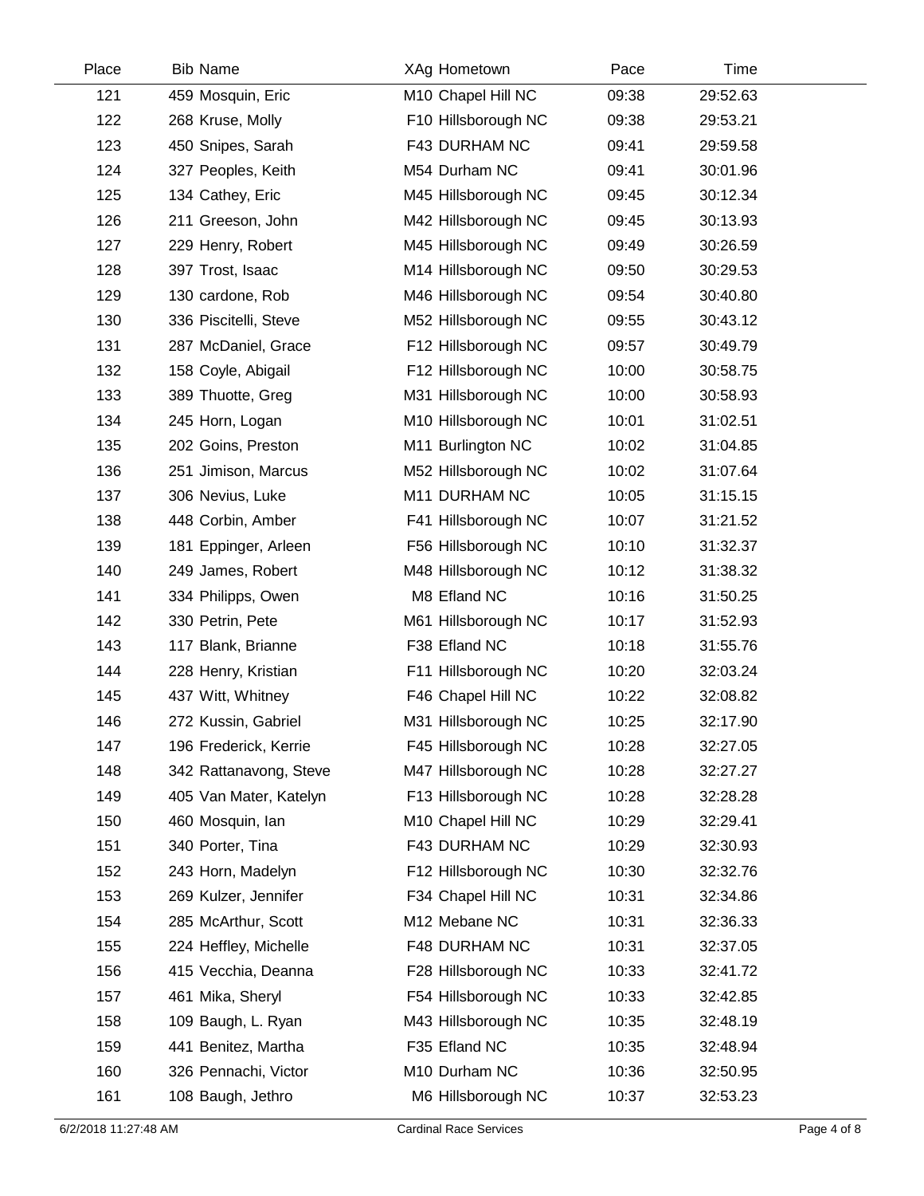| Place | Bib | Name | XAg | Hometown | Pace | Time |
|---|---|---|---|---|---|---|
| 121 | 459 | Mosquin, Eric | M10 | Chapel Hill NC | 09:38 | 29:52.63 |
| 122 | 268 | Kruse, Molly | F10 | Hillsborough NC | 09:38 | 29:53.21 |
| 123 | 450 | Snipes, Sarah | F43 | DURHAM NC | 09:41 | 29:59.58 |
| 124 | 327 | Peoples, Keith | M54 | Durham NC | 09:41 | 30:01.96 |
| 125 | 134 | Cathey, Eric | M45 | Hillsborough NC | 09:45 | 30:12.34 |
| 126 | 211 | Greeson, John | M42 | Hillsborough NC | 09:45 | 30:13.93 |
| 127 | 229 | Henry, Robert | M45 | Hillsborough NC | 09:49 | 30:26.59 |
| 128 | 397 | Trost, Isaac | M14 | Hillsborough NC | 09:50 | 30:29.53 |
| 129 | 130 | cardone, Rob | M46 | Hillsborough NC | 09:54 | 30:40.80 |
| 130 | 336 | Piscitelli, Steve | M52 | Hillsborough NC | 09:55 | 30:43.12 |
| 131 | 287 | McDaniel, Grace | F12 | Hillsborough NC | 09:57 | 30:49.79 |
| 132 | 158 | Coyle, Abigail | F12 | Hillsborough NC | 10:00 | 30:58.75 |
| 133 | 389 | Thuotte, Greg | M31 | Hillsborough NC | 10:00 | 30:58.93 |
| 134 | 245 | Horn, Logan | M10 | Hillsborough NC | 10:01 | 31:02.51 |
| 135 | 202 | Goins, Preston | M11 | Burlington NC | 10:02 | 31:04.85 |
| 136 | 251 | Jimison, Marcus | M52 | Hillsborough NC | 10:02 | 31:07.64 |
| 137 | 306 | Nevius, Luke | M11 | DURHAM NC | 10:05 | 31:15.15 |
| 138 | 448 | Corbin, Amber | F41 | Hillsborough NC | 10:07 | 31:21.52 |
| 139 | 181 | Eppinger, Arleen | F56 | Hillsborough NC | 10:10 | 31:32.37 |
| 140 | 249 | James, Robert | M48 | Hillsborough NC | 10:12 | 31:38.32 |
| 141 | 334 | Philipps, Owen | M8 | Efland NC | 10:16 | 31:50.25 |
| 142 | 330 | Petrin, Pete | M61 | Hillsborough NC | 10:17 | 31:52.93 |
| 143 | 117 | Blank, Brianne | F38 | Efland NC | 10:18 | 31:55.76 |
| 144 | 228 | Henry, Kristian | F11 | Hillsborough NC | 10:20 | 32:03.24 |
| 145 | 437 | Witt, Whitney | F46 | Chapel Hill NC | 10:22 | 32:08.82 |
| 146 | 272 | Kussin, Gabriel | M31 | Hillsborough NC | 10:25 | 32:17.90 |
| 147 | 196 | Frederick, Kerrie | F45 | Hillsborough NC | 10:28 | 32:27.05 |
| 148 | 342 | Rattanavong, Steve | M47 | Hillsborough NC | 10:28 | 32:27.27 |
| 149 | 405 | Van Mater, Katelyn | F13 | Hillsborough NC | 10:28 | 32:28.28 |
| 150 | 460 | Mosquin, Ian | M10 | Chapel Hill NC | 10:29 | 32:29.41 |
| 151 | 340 | Porter, Tina | F43 | DURHAM NC | 10:29 | 32:30.93 |
| 152 | 243 | Horn, Madelyn | F12 | Hillsborough NC | 10:30 | 32:32.76 |
| 153 | 269 | Kulzer, Jennifer | F34 | Chapel Hill NC | 10:31 | 32:34.86 |
| 154 | 285 | McArthur, Scott | M12 | Mebane NC | 10:31 | 32:36.33 |
| 155 | 224 | Heffley, Michelle | F48 | DURHAM NC | 10:31 | 32:37.05 |
| 156 | 415 | Vecchia, Deanna | F28 | Hillsborough NC | 10:33 | 32:41.72 |
| 157 | 461 | Mika, Sheryl | F54 | Hillsborough NC | 10:33 | 32:42.85 |
| 158 | 109 | Baugh, L. Ryan | M43 | Hillsborough NC | 10:35 | 32:48.19 |
| 159 | 441 | Benitez, Martha | F35 | Efland NC | 10:35 | 32:48.94 |
| 160 | 326 | Pennachi, Victor | M10 | Durham NC | 10:36 | 32:50.95 |
| 161 | 108 | Baugh, Jethro | M6 | Hillsborough NC | 10:37 | 32:53.23 |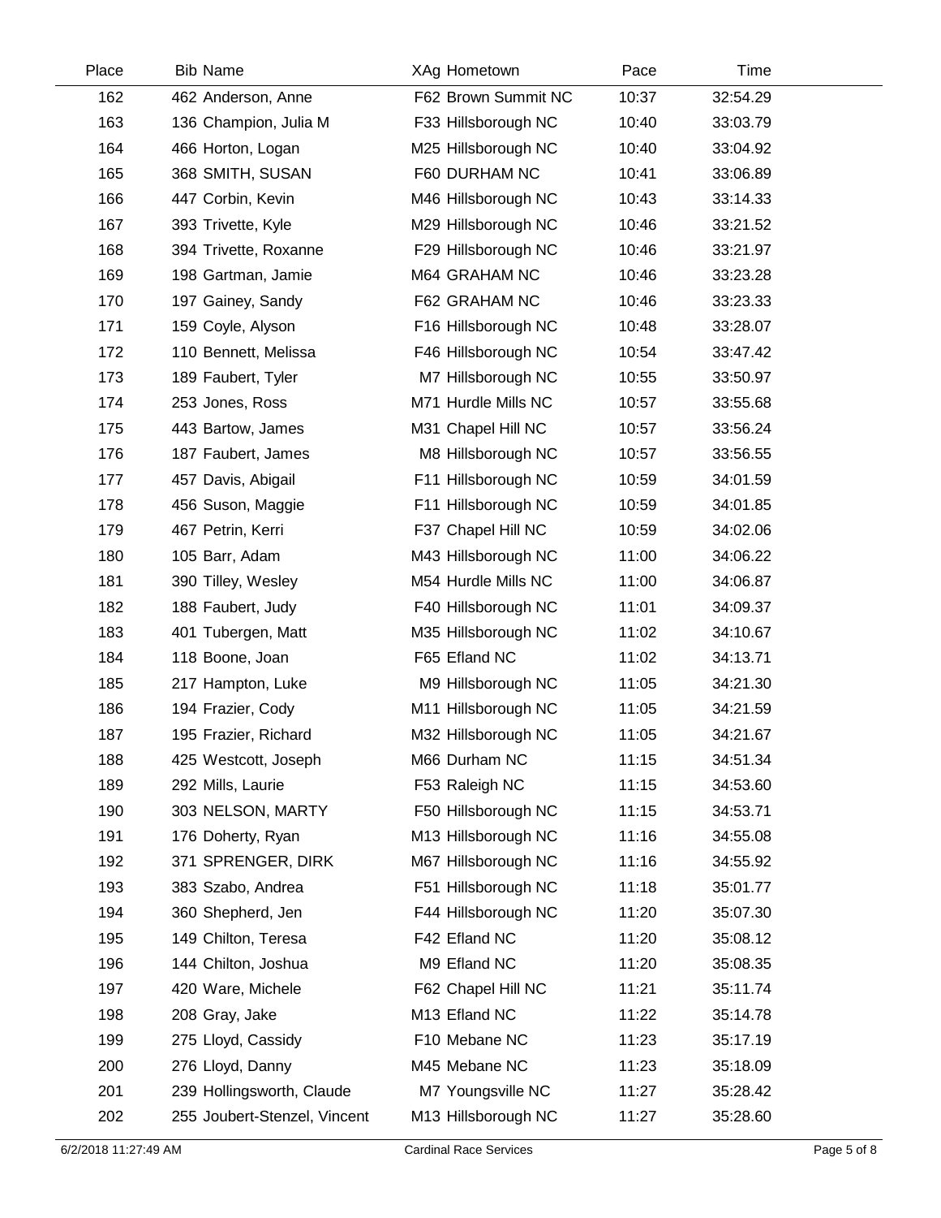| Place | Bib Name | XAg Hometown | Pace | Time |
|---|---|---|---|---|
| 162 | 462 Anderson, Anne | F62 Brown Summit NC | 10:37 | 32:54.29 |
| 163 | 136 Champion, Julia M | F33 Hillsborough NC | 10:40 | 33:03.79 |
| 164 | 466 Horton, Logan | M25 Hillsborough NC | 10:40 | 33:04.92 |
| 165 | 368 SMITH, SUSAN | F60 DURHAM NC | 10:41 | 33:06.89 |
| 166 | 447 Corbin, Kevin | M46 Hillsborough NC | 10:43 | 33:14.33 |
| 167 | 393 Trivette, Kyle | M29 Hillsborough NC | 10:46 | 33:21.52 |
| 168 | 394 Trivette, Roxanne | F29 Hillsborough NC | 10:46 | 33:21.97 |
| 169 | 198 Gartman, Jamie | M64 GRAHAM NC | 10:46 | 33:23.28 |
| 170 | 197 Gainey, Sandy | F62 GRAHAM NC | 10:46 | 33:23.33 |
| 171 | 159 Coyle, Alyson | F16 Hillsborough NC | 10:48 | 33:28.07 |
| 172 | 110 Bennett, Melissa | F46 Hillsborough NC | 10:54 | 33:47.42 |
| 173 | 189 Faubert, Tyler | M7 Hillsborough NC | 10:55 | 33:50.97 |
| 174 | 253 Jones, Ross | M71 Hurdle Mills NC | 10:57 | 33:55.68 |
| 175 | 443 Bartow, James | M31 Chapel Hill NC | 10:57 | 33:56.24 |
| 176 | 187 Faubert, James | M8 Hillsborough NC | 10:57 | 33:56.55 |
| 177 | 457 Davis, Abigail | F11 Hillsborough NC | 10:59 | 34:01.59 |
| 178 | 456 Suson, Maggie | F11 Hillsborough NC | 10:59 | 34:01.85 |
| 179 | 467 Petrin, Kerri | F37 Chapel Hill NC | 10:59 | 34:02.06 |
| 180 | 105 Barr, Adam | M43 Hillsborough NC | 11:00 | 34:06.22 |
| 181 | 390 Tilley, Wesley | M54 Hurdle Mills NC | 11:00 | 34:06.87 |
| 182 | 188 Faubert, Judy | F40 Hillsborough NC | 11:01 | 34:09.37 |
| 183 | 401 Tubergen, Matt | M35 Hillsborough NC | 11:02 | 34:10.67 |
| 184 | 118 Boone, Joan | F65 Efland NC | 11:02 | 34:13.71 |
| 185 | 217 Hampton, Luke | M9 Hillsborough NC | 11:05 | 34:21.30 |
| 186 | 194 Frazier, Cody | M11 Hillsborough NC | 11:05 | 34:21.59 |
| 187 | 195 Frazier, Richard | M32 Hillsborough NC | 11:05 | 34:21.67 |
| 188 | 425 Westcott, Joseph | M66 Durham NC | 11:15 | 34:51.34 |
| 189 | 292 Mills, Laurie | F53 Raleigh NC | 11:15 | 34:53.60 |
| 190 | 303 NELSON, MARTY | F50 Hillsborough NC | 11:15 | 34:53.71 |
| 191 | 176 Doherty, Ryan | M13 Hillsborough NC | 11:16 | 34:55.08 |
| 192 | 371 SPRENGER, DIRK | M67 Hillsborough NC | 11:16 | 34:55.92 |
| 193 | 383 Szabo, Andrea | F51 Hillsborough NC | 11:18 | 35:01.77 |
| 194 | 360 Shepherd, Jen | F44 Hillsborough NC | 11:20 | 35:07.30 |
| 195 | 149 Chilton, Teresa | F42 Efland NC | 11:20 | 35:08.12 |
| 196 | 144 Chilton, Joshua | M9 Efland NC | 11:20 | 35:08.35 |
| 197 | 420 Ware, Michele | F62 Chapel Hill NC | 11:21 | 35:11.74 |
| 198 | 208 Gray, Jake | M13 Efland NC | 11:22 | 35:14.78 |
| 199 | 275 Lloyd, Cassidy | F10 Mebane NC | 11:23 | 35:17.19 |
| 200 | 276 Lloyd, Danny | M45 Mebane NC | 11:23 | 35:18.09 |
| 201 | 239 Hollingsworth, Claude | M7 Youngsville NC | 11:27 | 35:28.42 |
| 202 | 255 Joubert-Stenzel, Vincent | M13 Hillsborough NC | 11:27 | 35:28.60 |

6/2/2018 11:27:49 AM Cardinal Race Services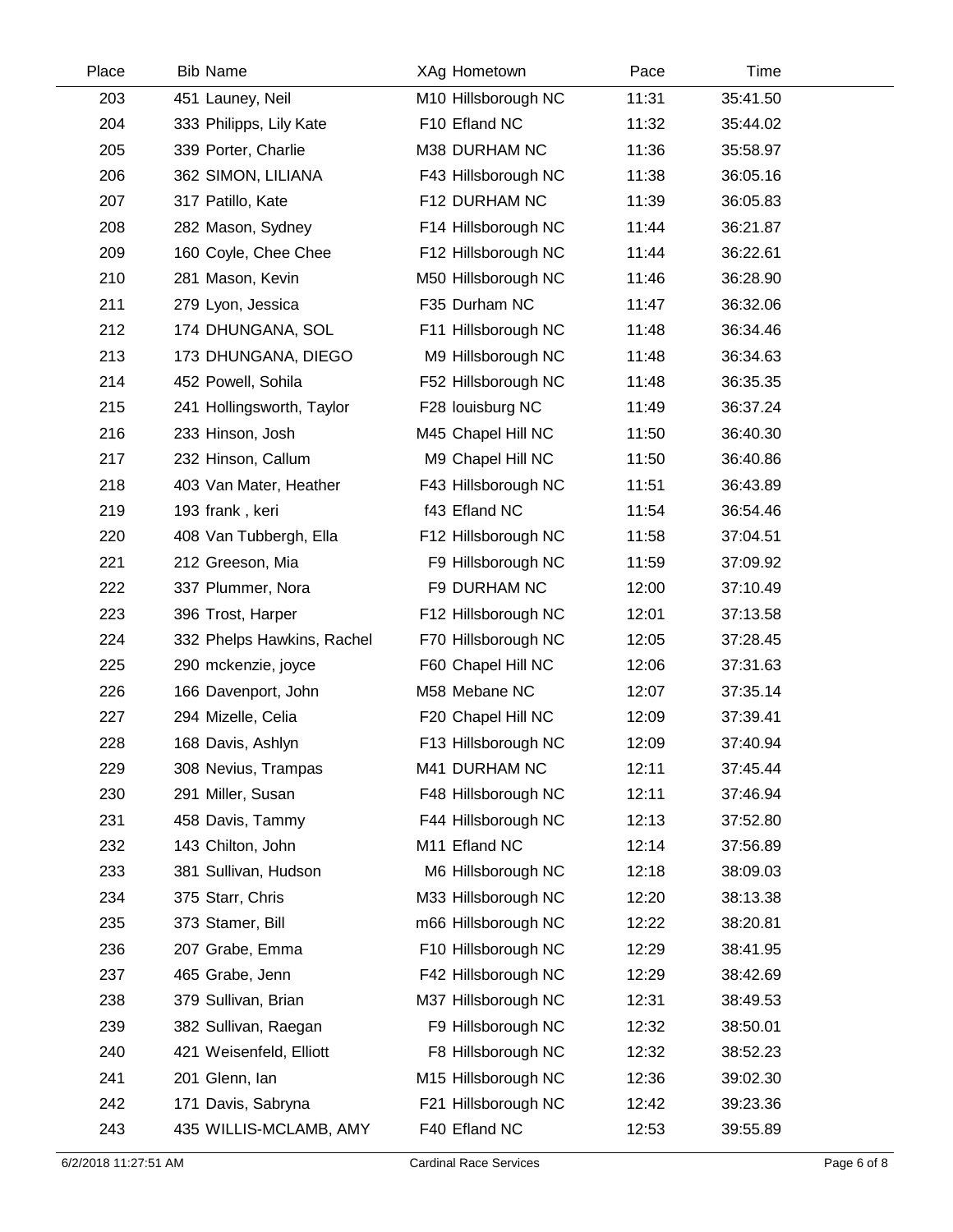| Place | Bib | Name | XAg | Hometown | Pace | Time |
|---|---|---|---|---|---|---|
| 203 | 451 | Launey, Neil | M10 | Hillsborough NC | 11:31 | 35:41.50 |
| 204 | 333 | Philipps, Lily Kate | F10 | Efland NC | 11:32 | 35:44.02 |
| 205 | 339 | Porter, Charlie | M38 | DURHAM NC | 11:36 | 35:58.97 |
| 206 | 362 | SIMON, LILIANA | F43 | Hillsborough NC | 11:38 | 36:05.16 |
| 207 | 317 | Patillo, Kate | F12 | DURHAM NC | 11:39 | 36:05.83 |
| 208 | 282 | Mason, Sydney | F14 | Hillsborough NC | 11:44 | 36:21.87 |
| 209 | 160 | Coyle, Chee Chee | F12 | Hillsborough NC | 11:44 | 36:22.61 |
| 210 | 281 | Mason, Kevin | M50 | Hillsborough NC | 11:46 | 36:28.90 |
| 211 | 279 | Lyon, Jessica | F35 | Durham NC | 11:47 | 36:32.06 |
| 212 | 174 | DHUNGANA, SOL | F11 | Hillsborough NC | 11:48 | 36:34.46 |
| 213 | 173 | DHUNGANA, DIEGO | M9 | Hillsborough NC | 11:48 | 36:34.63 |
| 214 | 452 | Powell, Sohila | F52 | Hillsborough NC | 11:48 | 36:35.35 |
| 215 | 241 | Hollingsworth, Taylor | F28 | louisburg NC | 11:49 | 36:37.24 |
| 216 | 233 | Hinson, Josh | M45 | Chapel Hill NC | 11:50 | 36:40.30 |
| 217 | 232 | Hinson, Callum | M9 | Chapel Hill NC | 11:50 | 36:40.86 |
| 218 | 403 | Van Mater, Heather | F43 | Hillsborough NC | 11:51 | 36:43.89 |
| 219 | 193 | frank , keri | f43 | Efland NC | 11:54 | 36:54.46 |
| 220 | 408 | Van Tubbergh, Ella | F12 | Hillsborough NC | 11:58 | 37:04.51 |
| 221 | 212 | Greeson, Mia | F9 | Hillsborough NC | 11:59 | 37:09.92 |
| 222 | 337 | Plummer, Nora | F9 | DURHAM NC | 12:00 | 37:10.49 |
| 223 | 396 | Trost, Harper | F12 | Hillsborough NC | 12:01 | 37:13.58 |
| 224 | 332 | Phelps Hawkins, Rachel | F70 | Hillsborough NC | 12:05 | 37:28.45 |
| 225 | 290 | mckenzie, joyce | F60 | Chapel Hill NC | 12:06 | 37:31.63 |
| 226 | 166 | Davenport, John | M58 | Mebane NC | 12:07 | 37:35.14 |
| 227 | 294 | Mizelle, Celia | F20 | Chapel Hill NC | 12:09 | 37:39.41 |
| 228 | 168 | Davis, Ashlyn | F13 | Hillsborough NC | 12:09 | 37:40.94 |
| 229 | 308 | Nevius, Trampas | M41 | DURHAM NC | 12:11 | 37:45.44 |
| 230 | 291 | Miller, Susan | F48 | Hillsborough NC | 12:11 | 37:46.94 |
| 231 | 458 | Davis, Tammy | F44 | Hillsborough NC | 12:13 | 37:52.80 |
| 232 | 143 | Chilton, John | M11 | Efland NC | 12:14 | 37:56.89 |
| 233 | 381 | Sullivan, Hudson | M6 | Hillsborough NC | 12:18 | 38:09.03 |
| 234 | 375 | Starr, Chris | M33 | Hillsborough NC | 12:20 | 38:13.38 |
| 235 | 373 | Stamer, Bill | m66 | Hillsborough NC | 12:22 | 38:20.81 |
| 236 | 207 | Grabe, Emma | F10 | Hillsborough NC | 12:29 | 38:41.95 |
| 237 | 465 | Grabe, Jenn | F42 | Hillsborough NC | 12:29 | 38:42.69 |
| 238 | 379 | Sullivan, Brian | M37 | Hillsborough NC | 12:31 | 38:49.53 |
| 239 | 382 | Sullivan, Raegan | F9 | Hillsborough NC | 12:32 | 38:50.01 |
| 240 | 421 | Weisenfeld, Elliott | F8 | Hillsborough NC | 12:32 | 38:52.23 |
| 241 | 201 | Glenn, Ian | M15 | Hillsborough NC | 12:36 | 39:02.30 |
| 242 | 171 | Davis, Sabryna | F21 | Hillsborough NC | 12:42 | 39:23.36 |
| 243 | 435 | WILLIS-MCLAMB, AMY | F40 | Efland NC | 12:53 | 39:55.89 |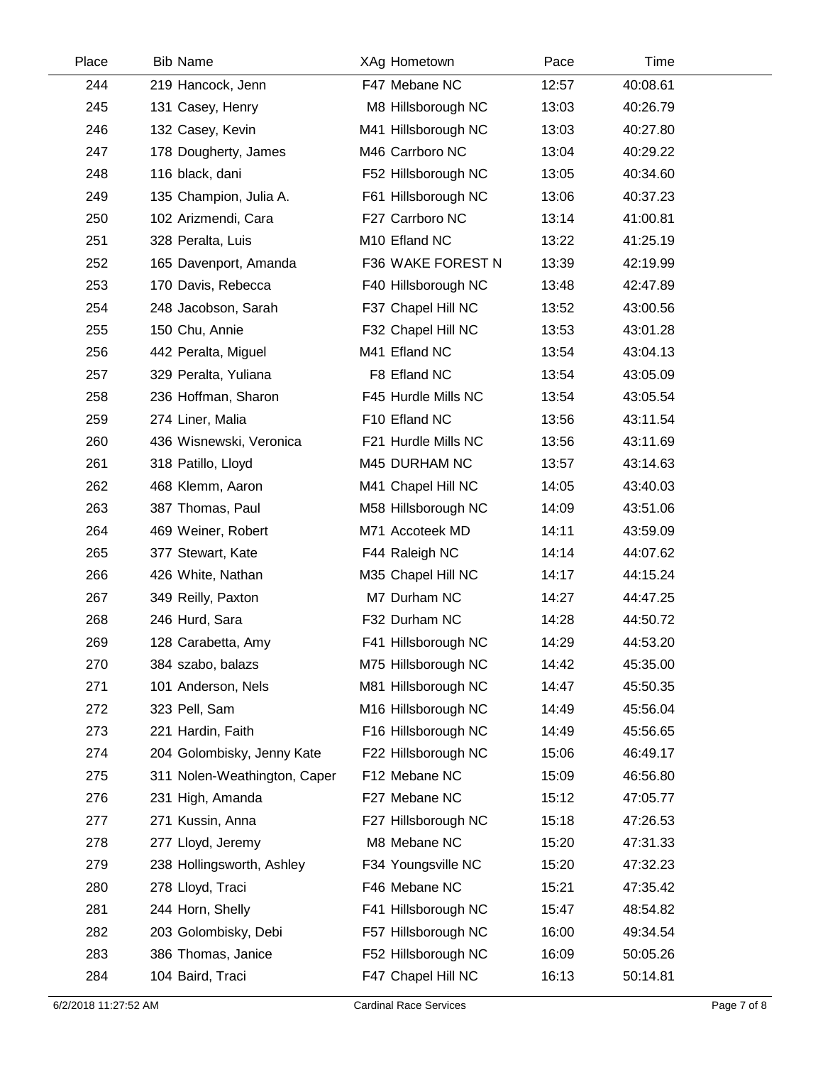| Place | Bib | Name | XAg | Hometown | Pace | Time |
|---|---|---|---|---|---|---|
| 244 | 219 | Hancock, Jenn | F47 | Mebane NC | 12:57 | 40:08.61 |
| 245 | 131 | Casey, Henry | M8 | Hillsborough NC | 13:03 | 40:26.79 |
| 246 | 132 | Casey, Kevin | M41 | Hillsborough NC | 13:03 | 40:27.80 |
| 247 | 178 | Dougherty, James | M46 | Carrboro NC | 13:04 | 40:29.22 |
| 248 | 116 | black, dani | F52 | Hillsborough NC | 13:05 | 40:34.60 |
| 249 | 135 | Champion, Julia A. | F61 | Hillsborough NC | 13:06 | 40:37.23 |
| 250 | 102 | Arizmendi, Cara | F27 | Carrboro NC | 13:14 | 41:00.81 |
| 251 | 328 | Peralta, Luis | M10 | Efland NC | 13:22 | 41:25.19 |
| 252 | 165 | Davenport, Amanda | F36 | WAKE FOREST N | 13:39 | 42:19.99 |
| 253 | 170 | Davis, Rebecca | F40 | Hillsborough NC | 13:48 | 42:47.89 |
| 254 | 248 | Jacobson, Sarah | F37 | Chapel Hill NC | 13:52 | 43:00.56 |
| 255 | 150 | Chu, Annie | F32 | Chapel Hill NC | 13:53 | 43:01.28 |
| 256 | 442 | Peralta, Miguel | M41 | Efland NC | 13:54 | 43:04.13 |
| 257 | 329 | Peralta, Yuliana | F8 | Efland NC | 13:54 | 43:05.09 |
| 258 | 236 | Hoffman, Sharon | F45 | Hurdle Mills NC | 13:54 | 43:05.54 |
| 259 | 274 | Liner, Malia | F10 | Efland NC | 13:56 | 43:11.54 |
| 260 | 436 | Wisnewski, Veronica | F21 | Hurdle Mills NC | 13:56 | 43:11.69 |
| 261 | 318 | Patillo, Lloyd | M45 | DURHAM NC | 13:57 | 43:14.63 |
| 262 | 468 | Klemm, Aaron | M41 | Chapel Hill NC | 14:05 | 43:40.03 |
| 263 | 387 | Thomas, Paul | M58 | Hillsborough NC | 14:09 | 43:51.06 |
| 264 | 469 | Weiner, Robert | M71 | Accoteek MD | 14:11 | 43:59.09 |
| 265 | 377 | Stewart, Kate | F44 | Raleigh NC | 14:14 | 44:07.62 |
| 266 | 426 | White, Nathan | M35 | Chapel Hill NC | 14:17 | 44:15.24 |
| 267 | 349 | Reilly, Paxton | M7 | Durham NC | 14:27 | 44:47.25 |
| 268 | 246 | Hurd, Sara | F32 | Durham NC | 14:28 | 44:50.72 |
| 269 | 128 | Carabetta, Amy | F41 | Hillsborough NC | 14:29 | 44:53.20 |
| 270 | 384 | szabo, balazs | M75 | Hillsborough NC | 14:42 | 45:35.00 |
| 271 | 101 | Anderson, Nels | M81 | Hillsborough NC | 14:47 | 45:50.35 |
| 272 | 323 | Pell, Sam | M16 | Hillsborough NC | 14:49 | 45:56.04 |
| 273 | 221 | Hardin, Faith | F16 | Hillsborough NC | 14:49 | 45:56.65 |
| 274 | 204 | Golombisky, Jenny Kate | F22 | Hillsborough NC | 15:06 | 46:49.17 |
| 275 | 311 | Nolen-Weathington, Caper | F12 | Mebane NC | 15:09 | 46:56.80 |
| 276 | 231 | High, Amanda | F27 | Mebane NC | 15:12 | 47:05.77 |
| 277 | 271 | Kussin, Anna | F27 | Hillsborough NC | 15:18 | 47:26.53 |
| 278 | 277 | Lloyd, Jeremy | M8 | Mebane NC | 15:20 | 47:31.33 |
| 279 | 238 | Hollingsworth, Ashley | F34 | Youngsville NC | 15:20 | 47:32.23 |
| 280 | 278 | Lloyd, Traci | F46 | Mebane NC | 15:21 | 47:35.42 |
| 281 | 244 | Horn, Shelly | F41 | Hillsborough NC | 15:47 | 48:54.82 |
| 282 | 203 | Golombisky, Debi | F57 | Hillsborough NC | 16:00 | 49:34.54 |
| 283 | 386 | Thomas, Janice | F52 | Hillsborough NC | 16:09 | 50:05.26 |
| 284 | 104 | Baird, Traci | F47 | Chapel Hill NC | 16:13 | 50:14.81 |

6/2/2018 11:27:52 AM Cardinal Race Services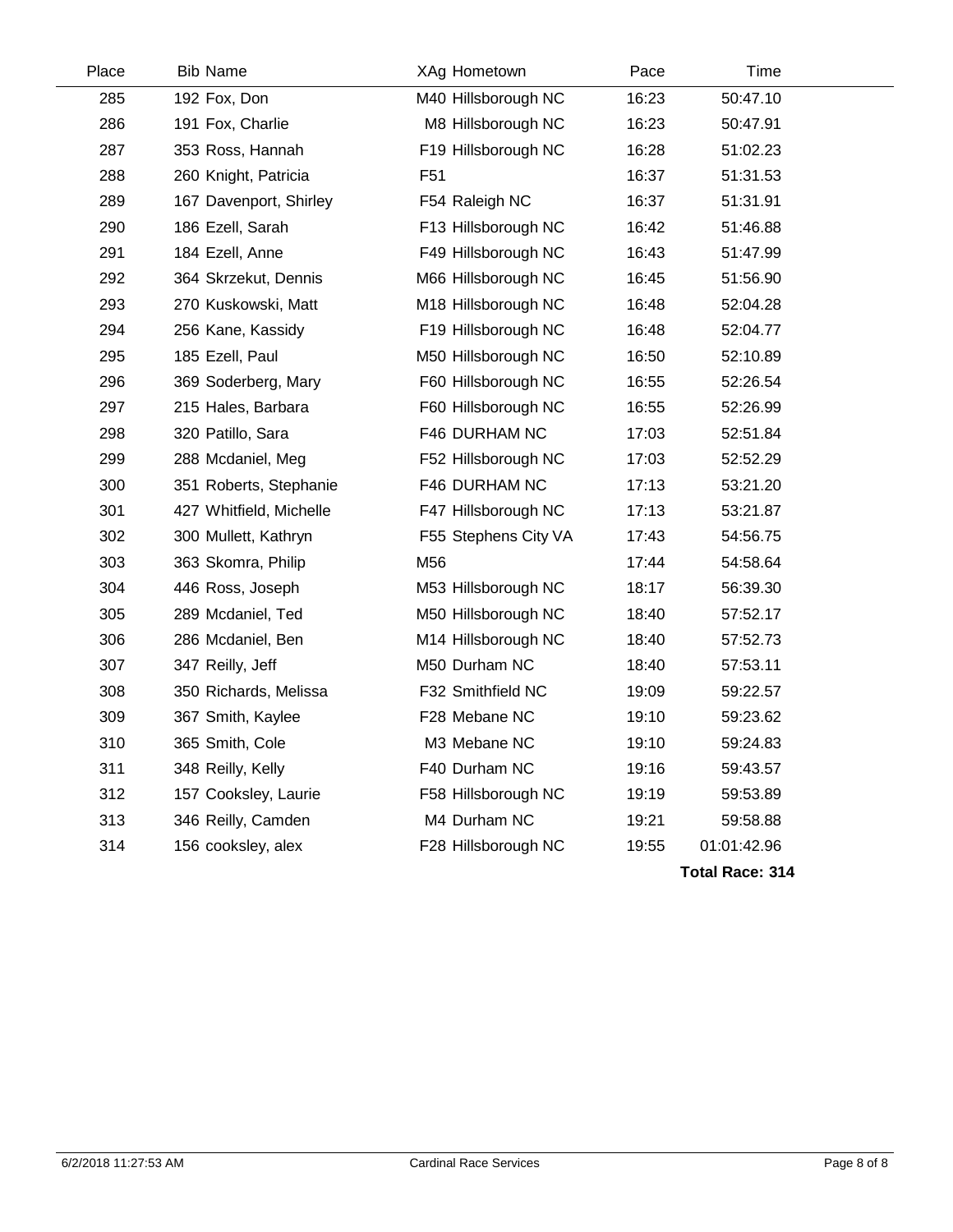| Place | Bib | Name | XAg | Hometown | Pace | Time |
|---|---|---|---|---|---|---|
| 285 | 192 | Fox, Don | M40 | Hillsborough NC | 16:23 | 50:47.10 |
| 286 | 191 | Fox, Charlie | M8 | Hillsborough NC | 16:23 | 50:47.91 |
| 287 | 353 | Ross, Hannah | F19 | Hillsborough NC | 16:28 | 51:02.23 |
| 288 | 260 | Knight, Patricia | F51 | | 16:37 | 51:31.53 |
| 289 | 167 | Davenport, Shirley | F54 | Raleigh NC | 16:37 | 51:31.91 |
| 290 | 186 | Ezell, Sarah | F13 | Hillsborough NC | 16:42 | 51:46.88 |
| 291 | 184 | Ezell, Anne | F49 | Hillsborough NC | 16:43 | 51:47.99 |
| 292 | 364 | Skrzekut, Dennis | M66 | Hillsborough NC | 16:45 | 51:56.90 |
| 293 | 270 | Kuskowski, Matt | M18 | Hillsborough NC | 16:48 | 52:04.28 |
| 294 | 256 | Kane, Kassidy | F19 | Hillsborough NC | 16:48 | 52:04.77 |
| 295 | 185 | Ezell, Paul | M50 | Hillsborough NC | 16:50 | 52:10.89 |
| 296 | 369 | Soderberg, Mary | F60 | Hillsborough NC | 16:55 | 52:26.54 |
| 297 | 215 | Hales, Barbara | F60 | Hillsborough NC | 16:55 | 52:26.99 |
| 298 | 320 | Patillo, Sara | F46 | DURHAM NC | 17:03 | 52:51.84 |
| 299 | 288 | Mcdaniel, Meg | F52 | Hillsborough NC | 17:03 | 52:52.29 |
| 300 | 351 | Roberts, Stephanie | F46 | DURHAM NC | 17:13 | 53:21.20 |
| 301 | 427 | Whitfield, Michelle | F47 | Hillsborough NC | 17:13 | 53:21.87 |
| 302 | 300 | Mullett, Kathryn | F55 | Stephens City VA | 17:43 | 54:56.75 |
| 303 | 363 | Skomra, Philip | M56 | | 17:44 | 54:58.64 |
| 304 | 446 | Ross, Joseph | M53 | Hillsborough NC | 18:17 | 56:39.30 |
| 305 | 289 | Mcdaniel, Ted | M50 | Hillsborough NC | 18:40 | 57:52.17 |
| 306 | 286 | Mcdaniel, Ben | M14 | Hillsborough NC | 18:40 | 57:52.73 |
| 307 | 347 | Reilly, Jeff | M50 | Durham NC | 18:40 | 57:53.11 |
| 308 | 350 | Richards, Melissa | F32 | Smithfield NC | 19:09 | 59:22.57 |
| 309 | 367 | Smith, Kaylee | F28 | Mebane NC | 19:10 | 59:23.62 |
| 310 | 365 | Smith, Cole | M3 | Mebane NC | 19:10 | 59:24.83 |
| 311 | 348 | Reilly, Kelly | F40 | Durham NC | 19:16 | 59:43.57 |
| 312 | 157 | Cooksley, Laurie | F58 | Hillsborough NC | 19:19 | 59:53.89 |
| 313 | 346 | Reilly, Camden | M4 | Durham NC | 19:21 | 59:58.88 |
| 314 | 156 | cooksley, alex | F28 | Hillsborough NC | 19:55 | 01:01:42.96 |

**Total Race: 314**

6/2/2018 11:27:53 AM Cardinal Race Services